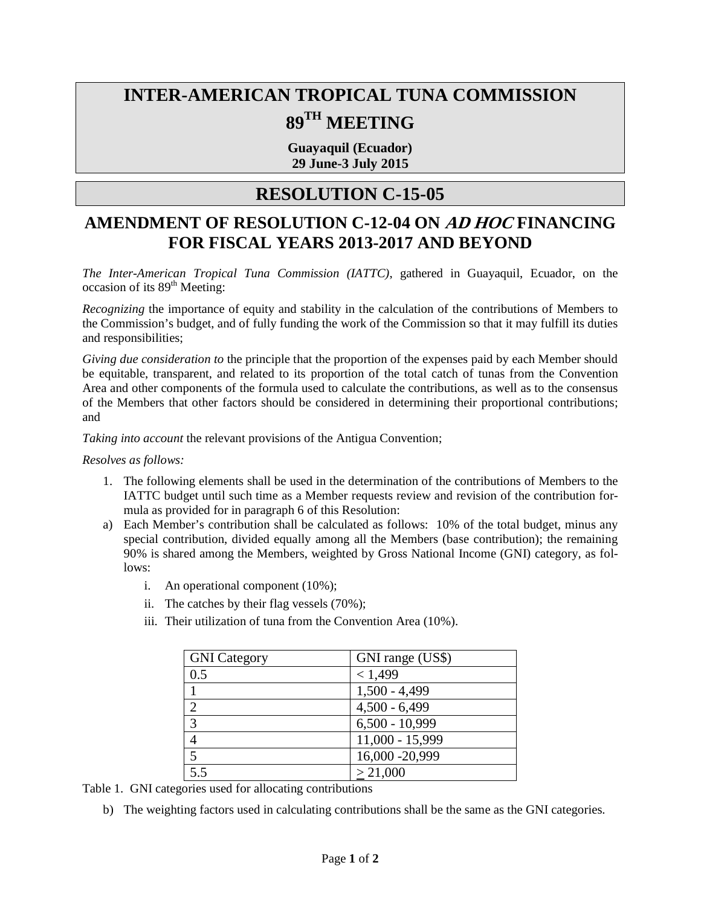# INTER-AMERICAN TROPICAL TUNA COMMISSION

# 89TH MEETING

**Guayaquil (Ecuador)**
**29 June-3 July 2015**

# RESOLUTION C-15-05

## AMENDMENT OF RESOLUTION C-12-04 ON *AD HOC* FINANCING FOR FISCAL YEARS 2013-2017 AND BEYOND

*The Inter-American Tropical Tuna Commission (IATTC)*, gathered in Guayaquil, Ecuador, on the occasion of its 89th Meeting:

*Recognizing* the importance of equity and stability in the calculation of the contributions of Members to the Commission's budget, and of fully funding the work of the Commission so that it may fulfill its duties and responsibilities;

*Giving due consideration to* the principle that the proportion of the expenses paid by each Member should be equitable, transparent, and related to its proportion of the total catch of tunas from the Convention Area and other components of the formula used to calculate the contributions, as well as to the consensus of the Members that other factors should be considered in determining their proportional contributions; and

*Taking into account* the relevant provisions of the Antigua Convention;

*Resolves as follows:*

1. The following elements shall be used in the determination of the contributions of Members to the IATTC budget until such time as a Member requests review and revision of the contribution formula as provided for in paragraph 6 of this Resolution:

a) Each Member's contribution shall be calculated as follows: 10% of the total budget, minus any special contribution, divided equally among all the Members (base contribution); the remaining 90% is shared among the Members, weighted by Gross National Income (GNI) category, as follows:

   i. An operational component (10%);
   ii. The catches by their flag vessels (70%);
   iii. Their utilization of tuna from the Convention Area (10%).

| GNI Category | GNI range (US$) |
|---|---|
| 0.5 | < 1,499 |
| 1 | 1,500 - 4,499 |
| 2 | 4,500 - 6,499 |
| 3 | 6,500 - 10,999 |
| 4 | 11,000 - 15,999 |
| 5 | 16,000 -20,999 |
| 5.5 | ≥ 21,000 |

Table 1. GNI categories used for allocating contributions

b) The weighting factors used in calculating contributions shall be the same as the GNI categories.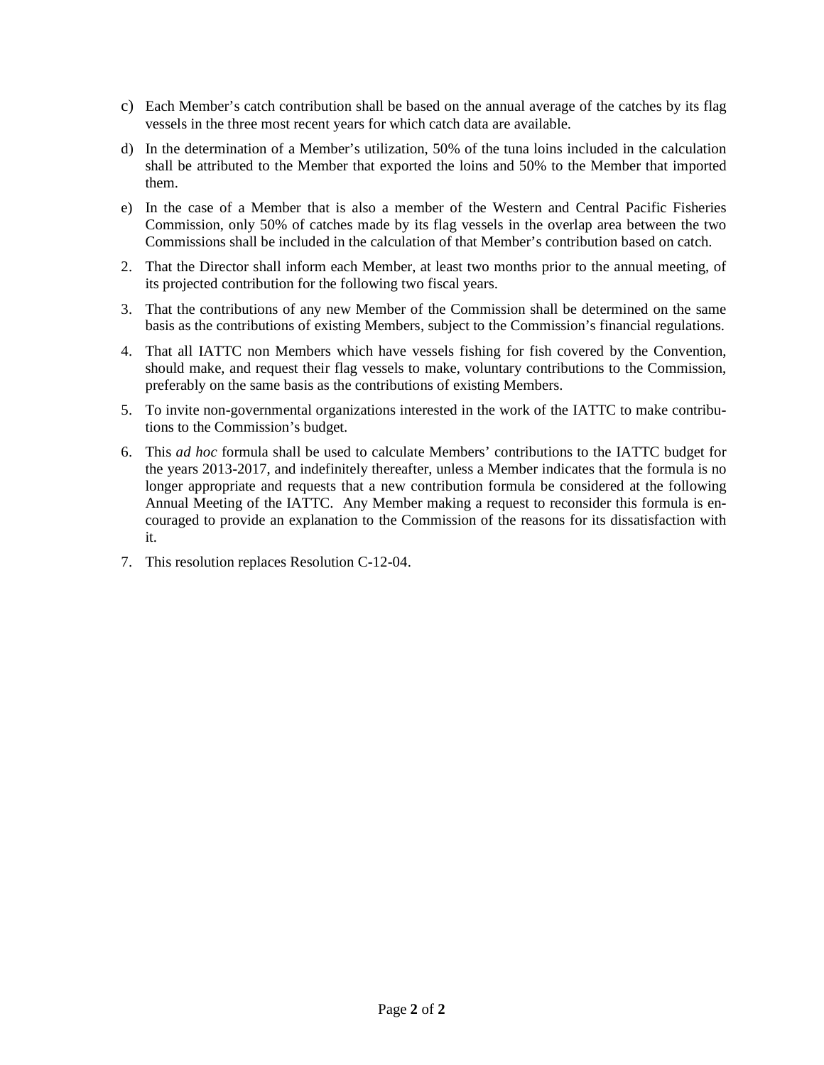c) Each Member's catch contribution shall be based on the annual average of the catches by its flag vessels in the three most recent years for which catch data are available.

d) In the determination of a Member's utilization, 50% of the tuna loins included in the calculation shall be attributed to the Member that exported the loins and 50% to the Member that imported them.

e) In the case of a Member that is also a member of the Western and Central Pacific Fisheries Commission, only 50% of catches made by its flag vessels in the overlap area between the two Commissions shall be included in the calculation of that Member's contribution based on catch.

2. That the Director shall inform each Member, at least two months prior to the annual meeting, of its projected contribution for the following two fiscal years.

3. That the contributions of any new Member of the Commission shall be determined on the same basis as the contributions of existing Members, subject to the Commission's financial regulations.

4. That all IATTC non Members which have vessels fishing for fish covered by the Convention, should make, and request their flag vessels to make, voluntary contributions to the Commission, preferably on the same basis as the contributions of existing Members.

5. To invite non-governmental organizations interested in the work of the IATTC to make contributions to the Commission's budget.

6. This *ad hoc* formula shall be used to calculate Members' contributions to the IATTC budget for the years 2013-2017, and indefinitely thereafter, unless a Member indicates that the formula is no longer appropriate and requests that a new contribution formula be considered at the following Annual Meeting of the IATTC. Any Member making a request to reconsider this formula is encouraged to provide an explanation to the Commission of the reasons for its dissatisfaction with it.

7. This resolution replaces Resolution C-12-04.